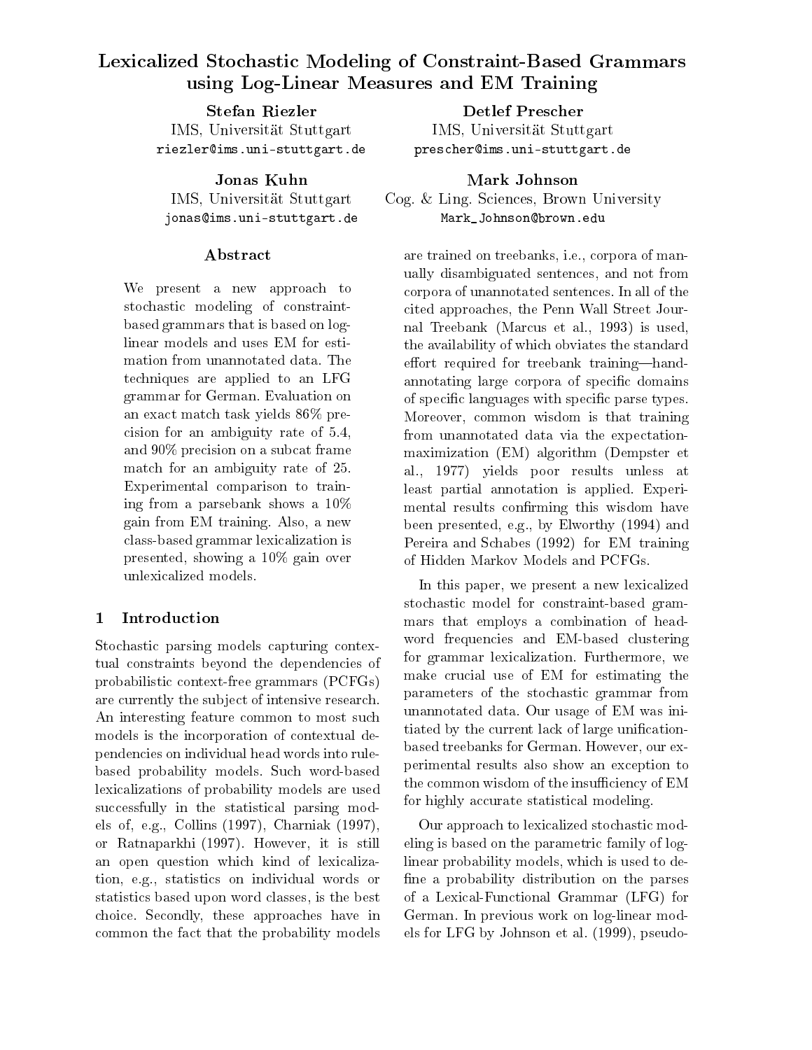# Lexicalized Stochastic Modeling of Constraint-Based Grammars using Log-Linear Measures and EM Training

**Stefan Riezler**
IMS, Universität Stuttgart
riezler@ims.uni-stuttgart.de

**Detlef Prescher**
IMS, Universität Stuttgart
prescher@ims.uni-stuttgart.de

**Jonas Kuhn**
IMS, Universität Stuttgart
jonas@ims.uni-stuttgart.de

**Mark Johnson**
Cog. & Ling. Sciences, Brown University
Mark_Johnson@brown.edu

## Abstract

We present a new approach to stochastic modeling of constraint-based grammars that is based on log-linear models and uses EM for estimation from unannotated data. The techniques are applied to an LFG grammar for German. Evaluation on an exact match task yields 86% precision for an ambiguity rate of 5.4, and 90% precision on a subcat frame match for an ambiguity rate of 25. Experimental comparison to training from a parsebank shows a 10% gain from EM training. Also, a new class-based grammar lexicalization is presented, showing a 10% gain over unlexicalized models.

## 1 Introduction

Stochastic parsing models capturing contextual constraints beyond the dependencies of probabilistic context-free grammars (PCFGs) are currently the subject of intensive research. An interesting feature common to most such models is the incorporation of contextual dependencies on individual head words into rule-based probability models. Such word-based lexicalizations of probability models are used successfully in the statistical parsing models of, e.g., Collins (1997), Charniak (1997), or Ratnaparkhi (1997). However, it is still an open question which kind of lexicalization, e.g., statistics on individual words or statistics based upon word classes, is the best choice. Secondly, these approaches have in common the fact that the probability models are trained on treebanks, i.e., corpora of manually disambiguated sentences, and not from corpora of unannotated sentences. In all of the cited approaches, the Penn Wall Street Journal Treebank (Marcus et al., 1993) is used, the availability of which obviates the standard effort required for treebank training—hand-annotating large corpora of specific domains of specific languages with specific parse types. Moreover, common wisdom is that training from unannotated data via the expectation-maximization (EM) algorithm (Dempster et al., 1977) yields poor results unless at least partial annotation is applied. Experimental results confirming this wisdom have been presented, e.g., by Elworthy (1994) and Pereira and Schabes (1992) for EM training of Hidden Markov Models and PCFGs.

In this paper, we present a new lexicalized stochastic model for constraint-based grammars that employs a combination of head-word frequencies and EM-based clustering for grammar lexicalization. Furthermore, we make crucial use of EM for estimating the parameters of the stochastic grammar from unannotated data. Our usage of EM was initiated by the current lack of large unification-based treebanks for German. However, our experimental results also show an exception to the common wisdom of the insufficiency of EM for highly accurate statistical modeling.

Our approach to lexicalized stochastic modeling is based on the parametric family of log-linear probability models, which is used to define a probability distribution on the parses of a Lexical-Functional Grammar (LFG) for German. In previous work on log-linear models for LFG by Johnson et al. (1999), pseudo-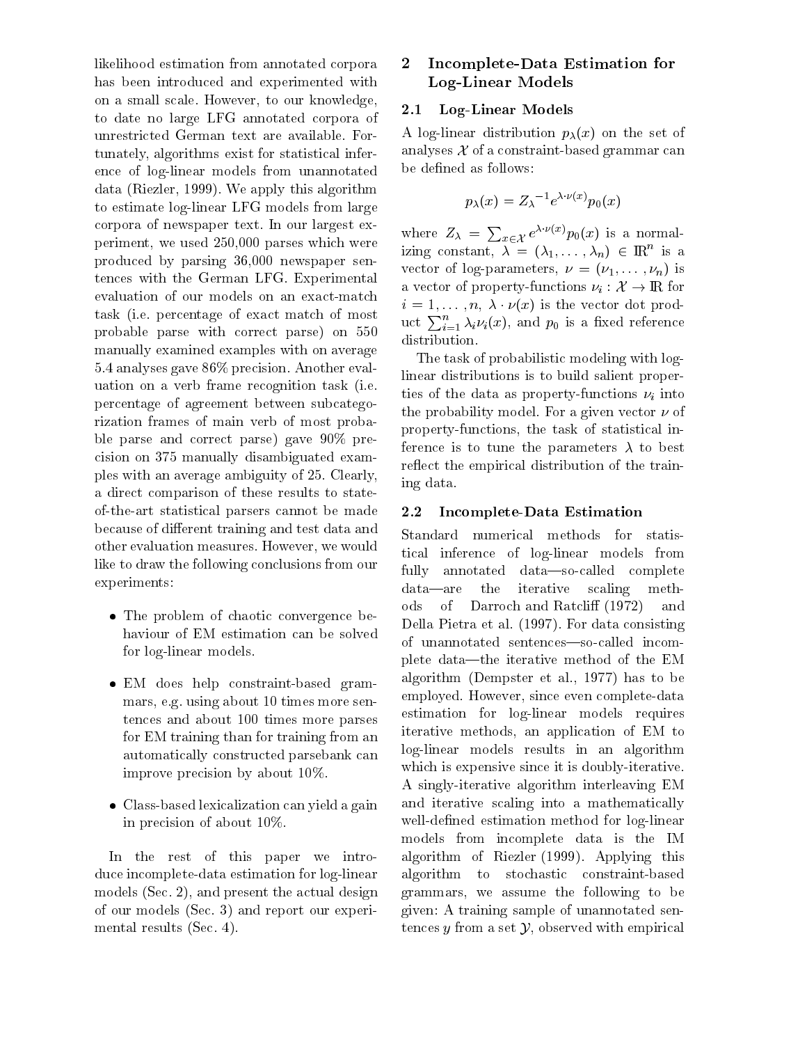likelihood estimation from annotated corpora has been introduced and experimented with on a small scale. However, to our knowledge, to date no large LFG annotated corpora of unrestricted German text are available. Fortunately, algorithms exist for statistical inference of log-linear models from unannotated data (Riezler, 1999). We apply this algorithm to estimate log-linear LFG models from large corpora of newspaper text. In our largest experiment, we used 250,000 parses which were produced by parsing 36,000 newspaper sentences with the German LFG. Experimental evaluation of our models on an exact-match task (i.e. percentage of exact match of most probable parse with correct parse) on 550 manually examined examples with on average 5.4 analyses gave 86% precision. Another evaluation on a verb frame recognition task (i.e. percentage of agreement between subcategorization frames of main verb of most probable parse and correct parse) gave 90% precision on 375 manually disambiguated examples with an average ambiguity of 25. Clearly, a direct comparison of these results to state-of-the-art statistical parsers cannot be made because of different training and test data and other evaluation measures. However, we would like to draw the following conclusions from our experiments:

- The problem of chaotic convergence behaviour of EM estimation can be solved for log-linear models.
- EM does help constraint-based grammars, e.g. using about 10 times more sentences and about 100 times more parses for EM training than for training from an automatically constructed parsebank can improve precision by about 10%.
- Class-based lexicalization can yield a gain in precision of about 10%.

In the rest of this paper we introduce incomplete-data estimation for log-linear models (Sec. 2), and present the actual design of our models (Sec. 3) and report our experimental results (Sec. 4).

## 2 Incomplete-Data Estimation for Log-Linear Models

### 2.1 Log-Linear Models

A log-linear distribution $p_\lambda(x)$ on the set of analyses $\mathcal{X}$ of a constraint-based grammar can be defined as follows:

$$p_\lambda(x) = {Z_\lambda}^{-1} e^{\lambda \cdot \nu(x)} p_0(x)$$

where $Z_\lambda = \sum_{x \in \mathcal{X}} e^{\lambda \cdot \nu(x)} p_0(x)$ is a normalizing constant, $\lambda = (\lambda_1, \ldots, \lambda_n) \in \mathbb{R}^n$ is a vector of log-parameters, $\nu = (\nu_1, \ldots, \nu_n)$ is a vector of property-functions $\nu_i : \mathcal{X} \to \mathbb{R}$ for $i = 1, \ldots, n$, $\lambda \cdot \nu(x)$ is the vector dot product $\sum_{i=1}^{n} \lambda_i \nu_i(x)$, and $p_0$ is a fixed reference distribution.

The task of probabilistic modeling with log-linear distributions is to build salient properties of the data as property-functions $\nu_i$ into the probability model. For a given vector $\nu$ of property-functions, the task of statistical inference is to tune the parameters $\lambda$ to best reflect the empirical distribution of the training data.

### 2.2 Incomplete-Data Estimation

Standard numerical methods for statistical inference of log-linear models from fully annotated data—so-called complete data—are the iterative scaling methods of Darroch and Ratcliff (1972) and Della Pietra et al. (1997). For data consisting of unannotated sentences—so-called incomplete data—the iterative method of the EM algorithm (Dempster et al., 1977) has to be employed. However, since even complete-data estimation for log-linear models requires iterative methods, an application of EM to log-linear models results in an algorithm which is expensive since it is doubly-iterative. A singly-iterative algorithm interleaving EM and iterative scaling into a mathematically well-defined estimation method for log-linear models from incomplete data is the IM algorithm of Riezler (1999). Applying this algorithm to stochastic constraint-based grammars, we assume the following to be given: A training sample of unannotated sentences $y$ from a set $\mathcal{Y}$, observed with empirical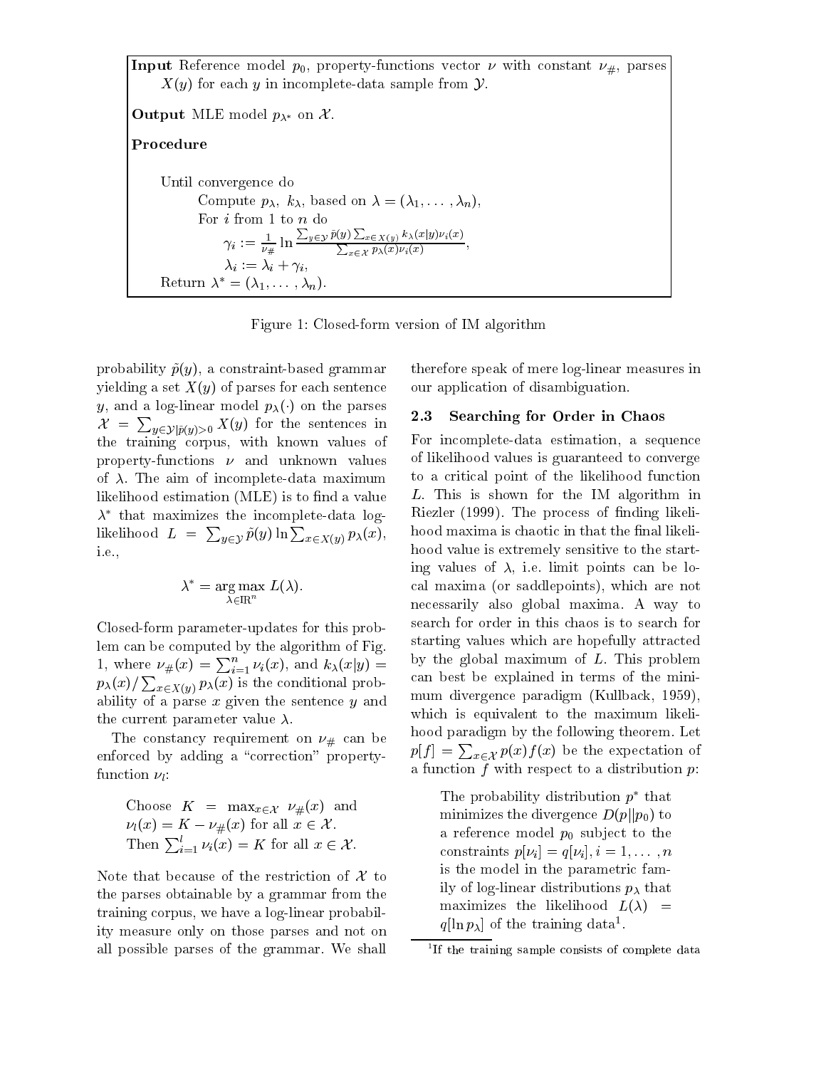**Input** Reference model $p_0$, property-functions vector $\nu$ with constant $\nu_\#$, parses $X(y)$ for each $y$ in incomplete-data sample from $\mathcal{Y}$.

**Output** MLE model $p_{\lambda^*}$ on $\mathcal{X}$.

**Procedure**

Until convergence do
  Compute $p_\lambda$, $k_\lambda$, based on $\lambda = (\lambda_1, \dots, \lambda_n)$,
  For $i$ from 1 to $n$ do
    $\gamma_i := \frac{1}{\nu_\#} \ln \frac{\sum_{y \in \mathcal{Y}} \tilde{p}(y) \sum_{x \in X(y)} k_\lambda(x|y) \nu_i(x)}{\sum_{x \in \mathcal{X}} p_\lambda(x) \nu_i(x)}$,
    $\lambda_i := \lambda_i + \gamma_i$,
Return $\lambda^* = (\lambda_1, \dots, \lambda_n)$.

Figure 1: Closed-form version of IM algorithm

probability $\tilde{p}(y)$, a constraint-based grammar yielding a set $X(y)$ of parses for each sentence $y$, and a log-linear model $p_\lambda(\cdot)$ on the parses $\mathcal{X} = \sum_{y \in \mathcal{Y} | \tilde{p}(y) > 0} X(y)$ for the sentences in the training corpus, with known values of property-functions $\nu$ and unknown values of $\lambda$. The aim of incomplete-data maximum likelihood estimation (MLE) is to find a value $\lambda^*$ that maximizes the incomplete-data log-likelihood $L = \sum_{y \in \mathcal{Y}} \tilde{p}(y) \ln \sum_{x \in X(y)} p_\lambda(x)$, i.e.,

$$\lambda^* = \arg\max_{\lambda \in \mathbb{R}^n} L(\lambda).$$

Closed-form parameter-updates for this problem can be computed by the algorithm of Fig. 1, where $\nu_\#(x) = \sum_{i=1}^n \nu_i(x)$, and $k_\lambda(x|y) = p_\lambda(x) / \sum_{x \in X(y)} p_\lambda(x)$ is the conditional probability of a parse $x$ given the sentence $y$ and the current parameter value $\lambda$.

The constancy requirement on $\nu_\#$ can be enforced by adding a "correction" property-function $\nu_l$:

> Choose $K = \max_{x \in \mathcal{X}} \nu_\#(x)$ and $\nu_l(x) = K - \nu_\#(x)$ for all $x \in \mathcal{X}$.
> Then $\sum_{i=1}^l \nu_i(x) = K$ for all $x \in \mathcal{X}$.

Note that because of the restriction of $\mathcal{X}$ to the parses obtainable by a grammar from the training corpus, we have a log-linear probability measure only on those parses and not on all possible parses of the grammar. We shall therefore speak of mere log-linear measures in our application of disambiguation.

### 2.3 Searching for Order in Chaos

For incomplete-data estimation, a sequence of likelihood values is guaranteed to converge to a critical point of the likelihood function $L$. This is shown for the IM algorithm in Riezler (1999). The process of finding likelihood maxima is chaotic in that the final likelihood value is extremely sensitive to the starting values of $\lambda$, i.e. limit points can be local maxima (or saddlepoints), which are not necessarily also global maxima. A way to search for order in this chaos is to search for starting values which are hopefully attracted by the global maximum of $L$. This problem can best be explained in terms of the minimum divergence paradigm (Kullback, 1959), which is equivalent to the maximum likelihood paradigm by the following theorem. Let $p[f] = \sum_{x \in \mathcal{X}} p(x) f(x)$ be the expectation of a function $f$ with respect to a distribution $p$:

> The probability distribution $p^*$ that minimizes the divergence $D(p||p_0)$ to a reference model $p_0$ subject to the constraints $p[\nu_i] = q[\nu_i], i = 1, \dots, n$ is the model in the parametric family of log-linear distributions $p_\lambda$ that maximizes the likelihood $L(\lambda) = q[\ln p_\lambda]$ of the training data[1].

[1]If the training sample consists of complete data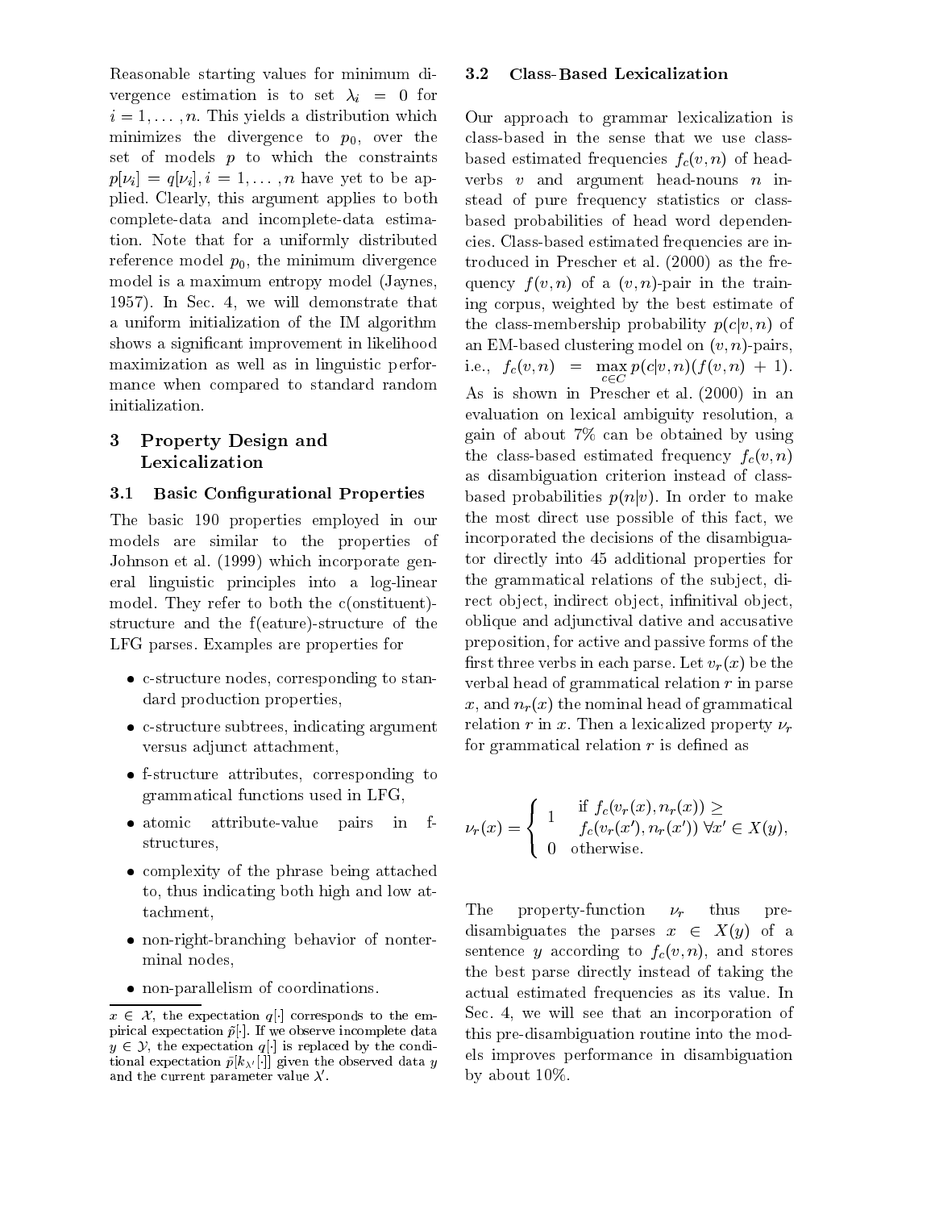Reasonable starting values for minimum divergence estimation is to set $\lambda_i = 0$ for $i = 1, \ldots, n$. This yields a distribution which minimizes the divergence to $p_0$, over the set of models $p$ to which the constraints $p[\nu_i] = q[\nu_i], i = 1, \ldots, n$ have yet to be applied. Clearly, this argument applies to both complete-data and incomplete-data estimation. Note that for a uniformly distributed reference model $p_0$, the minimum divergence model is a maximum entropy model (Jaynes, 1957). In Sec. 4, we will demonstrate that a uniform initialization of the IM algorithm shows a significant improvement in likelihood maximization as well as in linguistic performance when compared to standard random initialization.

## 3 Property Design and Lexicalization

### 3.1 Basic Configurational Properties

The basic 190 properties employed in our models are similar to the properties of Johnson et al. (1999) which incorporate general linguistic principles into a log-linear model. They refer to both the c(onstituent)-structure and the f(eature)-structure of the LFG parses. Examples are properties for

- c-structure nodes, corresponding to standard production properties,
- c-structure subtrees, indicating argument versus adjunct attachment,
- f-structure attributes, corresponding to grammatical functions used in LFG,
- atomic attribute-value pairs in f-structures,
- complexity of the phrase being attached to, thus indicating both high and low attachment,
- non-right-branching behavior of nonterminal nodes,
- non-parallelism of coordinations.

$x \in \mathcal{X}$, the expectation $q[\cdot]$ corresponds to the empirical expectation $\tilde{p}[\cdot]$. If we observe incomplete data $y \in \mathcal{Y}$, the expectation $q[\cdot]$ is replaced by the conditional expectation $\tilde{p}[k_{\lambda'}[\cdot]]$ given the observed data $y$ and the current parameter value $\lambda'$.

### 3.2 Class-Based Lexicalization

Our approach to grammar lexicalization is class-based in the sense that we use class-based estimated frequencies $f_c(v, n)$ of head-verbs $v$ and argument head-nouns $n$ instead of pure frequency statistics or class-based probabilities of head word dependencies. Class-based estimated frequencies are introduced in Prescher et al. (2000) as the frequency $f(v, n)$ of a $(v, n)$-pair in the training corpus, weighted by the best estimate of the class-membership probability $p(c|v, n)$ of an EM-based clustering model on $(v, n)$-pairs, i.e., $f_c(v, n) = \max_{c \in C} p(c|v, n)(f(v, n) + 1)$. As is shown in Prescher et al. (2000) in an evaluation on lexical ambiguity resolution, a gain of about 7% can be obtained by using the class-based estimated frequency $f_c(v, n)$ as disambiguation criterion instead of class-based probabilities $p(n|v)$. In order to make the most direct use possible of this fact, we incorporated the decisions of the disambiguator directly into 45 additional properties for the grammatical relations of the subject, direct object, indirect object, infinitival object, oblique and adjunctival dative and accusative preposition, for active and passive forms of the first three verbs in each parse. Let $v_r(x)$ be the verbal head of grammatical relation $r$ in parse $x$, and $n_r(x)$ the nominal head of grammatical relation $r$ in $x$. Then a lexicalized property $\nu_r$ for grammatical relation $r$ is defined as

$$\nu_r(x) = \begin{cases} 1 & \text{if } f_c(v_r(x), n_r(x)) \geq \\ & \quad f_c(v_r(x'), n_r(x')) \; \forall x' \in X(y), \\ 0 & \text{otherwise.} \end{cases}$$

The property-function $\nu_r$ thus pre-disambiguates the parses $x \in X(y)$ of a sentence $y$ according to $f_c(v, n)$, and stores the best parse directly instead of taking the actual estimated frequencies as its value. In Sec. 4, we will see that an incorporation of this pre-disambiguation routine into the models improves performance in disambiguation by about 10%.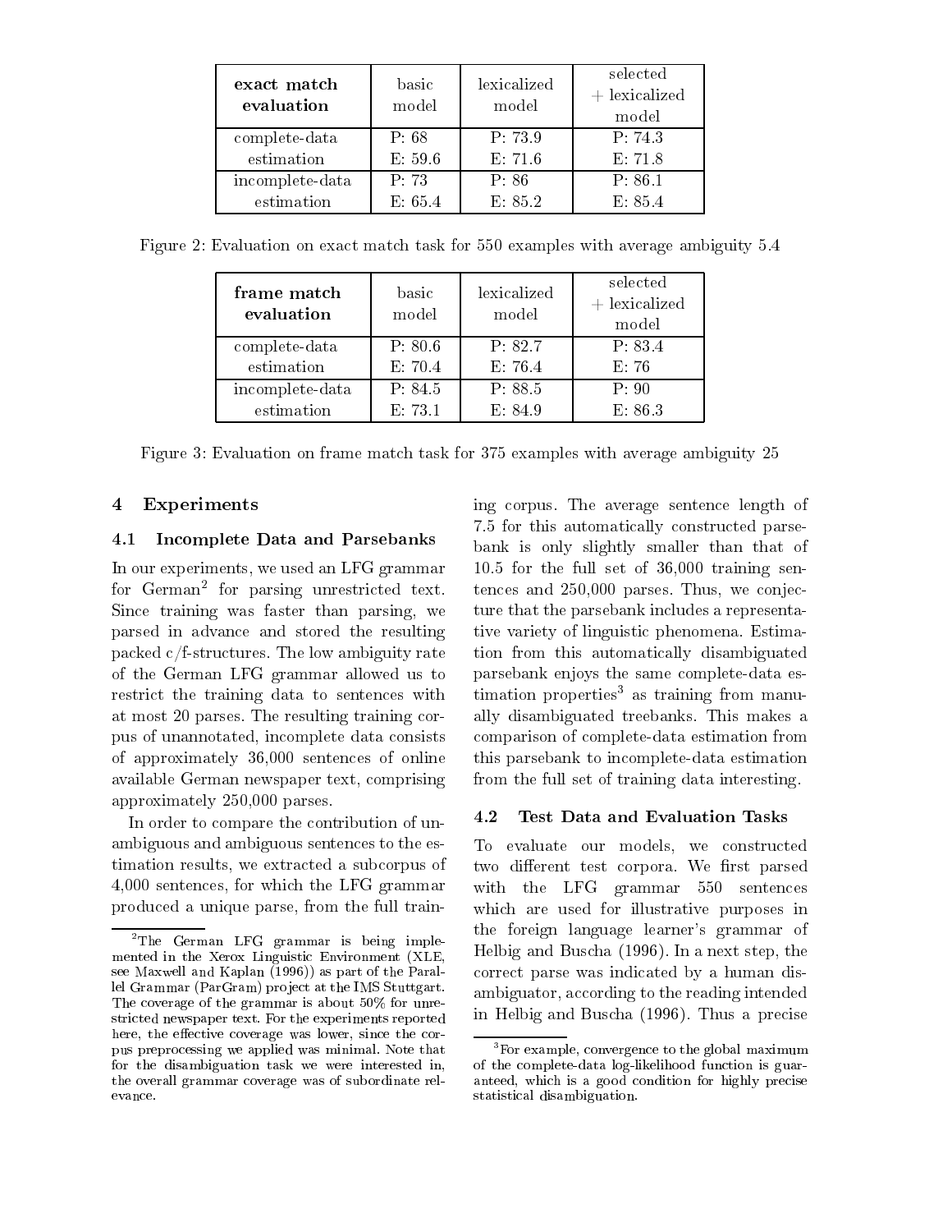| **exact match evaluation** | basic model | lexicalized model | selected + lexicalized model |
|---|---|---|---|
| complete-data estimation | P: 68<br>E: 59.6 | P: 73.9<br>E: 71.6 | P: 74.3<br>E: 71.8 |
| incomplete-data estimation | P: 73<br>E: 65.4 | P: 86<br>E: 85.2 | P: 86.1<br>E: 85.4 |

Figure 2: Evaluation on exact match task for 550 examples with average ambiguity 5.4

| **frame match evaluation** | basic model | lexicalized model | selected + lexicalized model |
|---|---|---|---|
| complete-data estimation | P: 80.6<br>E: 70.4 | P: 82.7<br>E: 76.4 | P: 83.4<br>E: 76 |
| incomplete-data estimation | P: 84.5<br>E: 73.1 | P: 88.5<br>E: 84.9 | P: 90<br>E: 86.3 |

Figure 3: Evaluation on frame match task for 375 examples with average ambiguity 25

## 4 Experiments

### 4.1 Incomplete Data and Parsebanks

In our experiments, we used an LFG grammar for German[2] for parsing unrestricted text. Since training was faster than parsing, we parsed in advance and stored the resulting packed c/f-structures. The low ambiguity rate of the German LFG grammar allowed us to restrict the training data to sentences with at most 20 parses. The resulting training corpus of unannotated, incomplete data consists of approximately 36,000 sentences of online available German newspaper text, comprising approximately 250,000 parses.

In order to compare the contribution of unambiguous and ambiguous sentences to the estimation results, we extracted a subcorpus of 4,000 sentences, for which the LFG grammar produced a unique parse, from the full training corpus. The average sentence length of 7.5 for this automatically constructed parsebank is only slightly smaller than that of 10.5 for the full set of 36,000 training sentences and 250,000 parses. Thus, we conjecture that the parsebank includes a representative variety of linguistic phenomena. Estimation from this automatically disambiguated parsebank enjoys the same complete-data estimation properties[3] as training from manually disambiguated treebanks. This makes a comparison of complete-data estimation from this parsebank to incomplete-data estimation from the full set of training data interesting.

### 4.2 Test Data and Evaluation Tasks

To evaluate our models, we constructed two different test corpora. We first parsed with the LFG grammar 550 sentences which are used for illustrative purposes in the foreign language learner's grammar of Helbig and Buscha (1996). In a next step, the correct parse was indicated by a human disambiguator, according to the reading intended in Helbig and Buscha (1996). Thus a precise

[2] The German LFG grammar is being implemented in the Xerox Linguistic Environment (XLE, see Maxwell and Kaplan (1996)) as part of the Parallel Grammar (ParGram) project at the IMS Stuttgart. The coverage of the grammar is about 50% for unrestricted newspaper text. For the experiments reported here, the effective coverage was lower, since the corpus preprocessing we applied was minimal. Note that for the disambiguation task we were interested in, the overall grammar coverage was of subordinate relevance.

[3] For example, convergence to the global maximum of the complete-data log-likelihood function is guaranteed, which is a good condition for highly precise statistical disambiguation.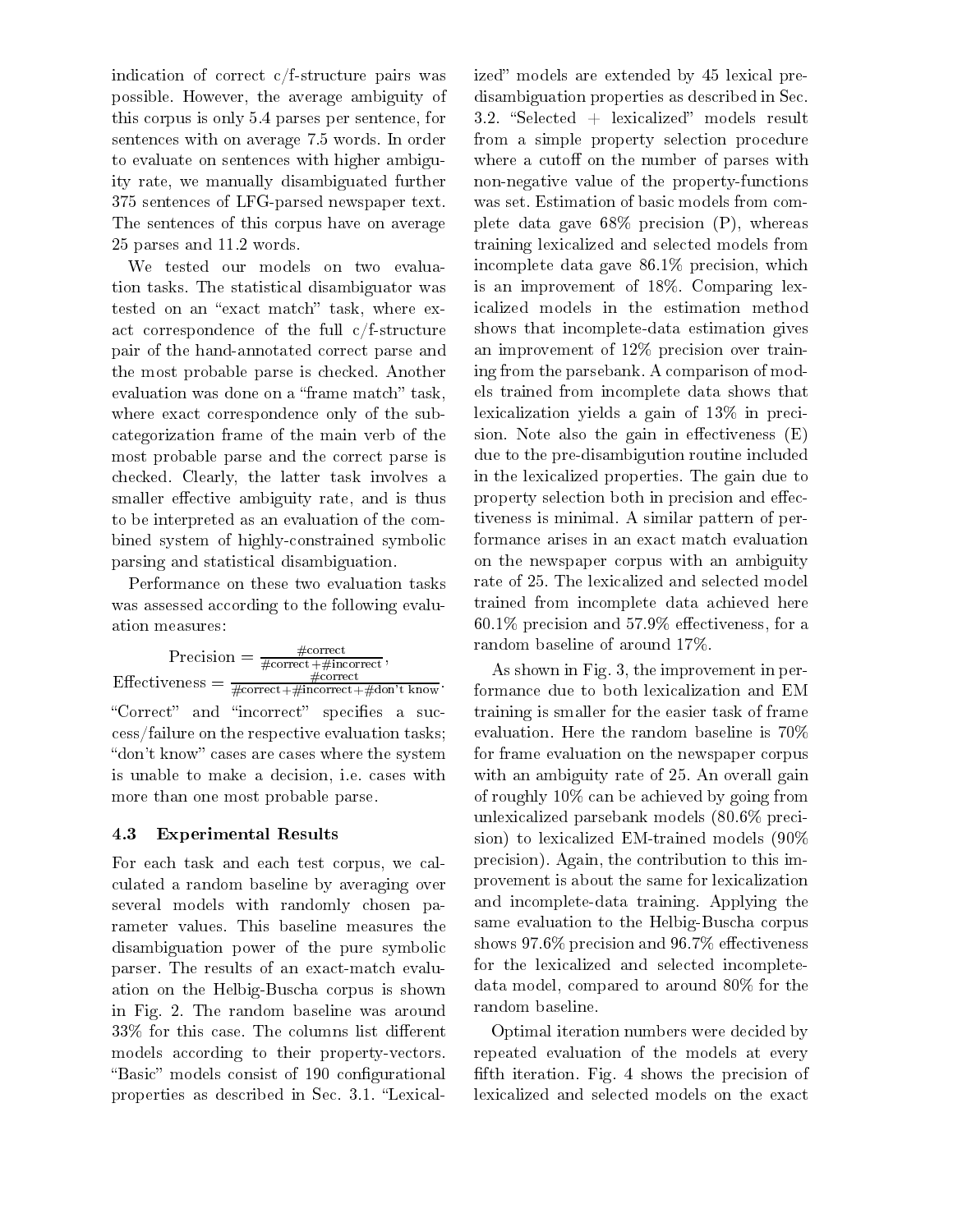indication of correct c/f-structure pairs was possible. However, the average ambiguity of this corpus is only 5.4 parses per sentence, for sentences with on average 7.5 words. In order to evaluate on sentences with higher ambiguity rate, we manually disambiguated further 375 sentences of LFG-parsed newspaper text. The sentences of this corpus have on average 25 parses and 11.2 words.

We tested our models on two evaluation tasks. The statistical disambiguator was tested on an "exact match" task, where exact correspondence of the full c/f-structure pair of the hand-annotated correct parse and the most probable parse is checked. Another evaluation was done on a "frame match" task, where exact correspondence only of the subcategorization frame of the main verb of the most probable parse and the correct parse is checked. Clearly, the latter task involves a smaller effective ambiguity rate, and is thus to be interpreted as an evaluation of the combined system of highly-constrained symbolic parsing and statistical disambiguation.

Performance on these two evaluation tasks was assessed according to the following evaluation measures:

$$\text{Precision} = \frac{\#\text{correct}}{\#\text{correct} + \#\text{incorrect}},$$
$$\text{Effectiveness} = \frac{\#\text{correct}}{\#\text{correct} + \#\text{incorrect} + \#\text{don't know}}.$$

"Correct" and "incorrect" specifies a success/failure on the respective evaluation tasks; "don't know" cases are cases where the system is unable to make a decision, i.e. cases with more than one most probable parse.

### 4.3 Experimental Results

For each task and each test corpus, we calculated a random baseline by averaging over several models with randomly chosen parameter values. This baseline measures the disambiguation power of the pure symbolic parser. The results of an exact-match evaluation on the Helbig-Buscha corpus is shown in Fig. 2. The random baseline was around 33% for this case. The columns list different models according to their property-vectors. "Basic" models consist of 190 configurational properties as described in Sec. 3.1. "Lexicalized" models are extended by 45 lexical pre-disambiguation properties as described in Sec. 3.2. "Selected + lexicalized" models result from a simple property selection procedure where a cutoff on the number of parses with non-negative value of the property-functions was set. Estimation of basic models from complete data gave 68% precision (P), whereas training lexicalized and selected models from incomplete data gave 86.1% precision, which is an improvement of 18%. Comparing lexicalized models in the estimation method shows that incomplete-data estimation gives an improvement of 12% precision over training from the parsebank. A comparison of models trained from incomplete data shows that lexicalization yields a gain of 13% in precision. Note also the gain in effectiveness (E) due to the pre-disambigution routine included in the lexicalized properties. The gain due to property selection both in precision and effectiveness is minimal. A similar pattern of performance arises in an exact match evaluation on the newspaper corpus with an ambiguity rate of 25. The lexicalized and selected model trained from incomplete data achieved here 60.1% precision and 57.9% effectiveness, for a random baseline of around 17%.

As shown in Fig. 3, the improvement in performance due to both lexicalization and EM training is smaller for the easier task of frame evaluation. Here the random baseline is 70% for frame evaluation on the newspaper corpus with an ambiguity rate of 25. An overall gain of roughly 10% can be achieved by going from unlexicalized parsebank models (80.6% precision) to lexicalized EM-trained models (90% precision). Again, the contribution to this improvement is about the same for lexicalization and incomplete-data training. Applying the same evaluation to the Helbig-Buscha corpus shows 97.6% precision and 96.7% effectiveness for the lexicalized and selected incomplete-data model, compared to around 80% for the random baseline.

Optimal iteration numbers were decided by repeated evaluation of the models at every fifth iteration. Fig. 4 shows the precision of lexicalized and selected models on the exact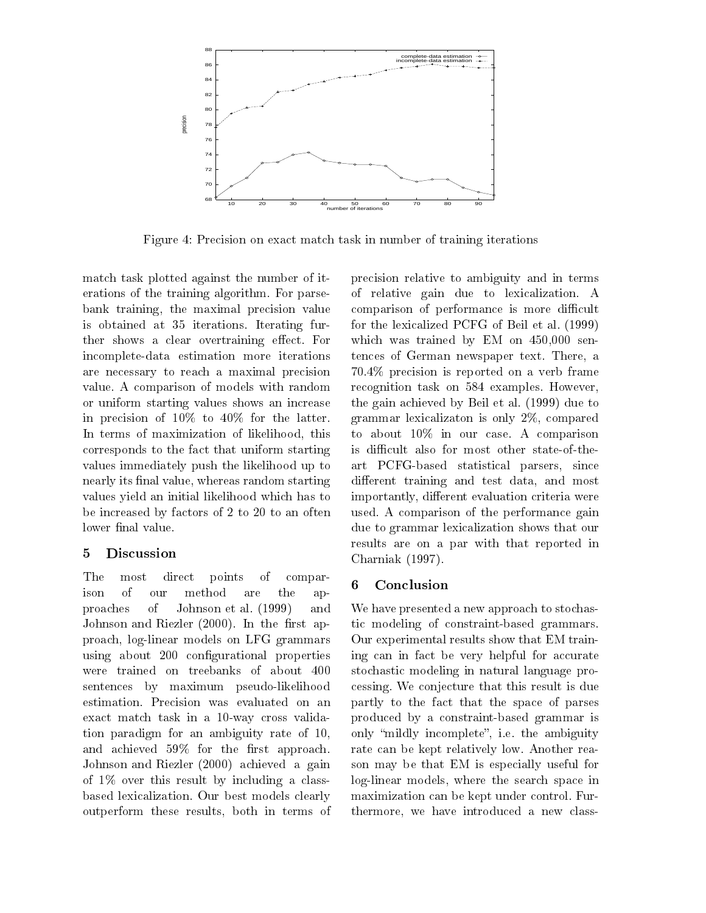Figure 4: Precision on exact match task in number of training iterations

match task plotted against the number of iterations of the training algorithm. For parsebank training, the maximal precision value is obtained at 35 iterations. Iterating further shows a clear overtraining effect. For incomplete-data estimation more iterations are necessary to reach a maximal precision value. A comparison of models with random or uniform starting values shows an increase in precision of 10% to 40% for the latter. In terms of maximization of likelihood, this corresponds to the fact that uniform starting values immediately push the likelihood up to nearly its final value, whereas random starting values yield an initial likelihood which has to be increased by factors of 2 to 20 to an often lower final value.

## 5 Discussion

The most direct points of comparison of our method are the approaches of Johnson et al. (1999) and Johnson and Riezler (2000). In the first approach, log-linear models on LFG grammars using about 200 configurational properties were trained on treebanks of about 400 sentences by maximum pseudo-likelihood estimation. Precision was evaluated on an exact match task in a 10-way cross validation paradigm for an ambiguity rate of 10, and achieved 59% for the first approach. Johnson and Riezler (2000) achieved a gain of 1% over this result by including a class-based lexicalization. Our best models clearly outperform these results, both in terms of precision relative to ambiguity and in terms of relative gain due to lexicalization. A comparison of performance is more difficult for the lexicalized PCFG of Beil et al. (1999) which was trained by EM on 450,000 sentences of German newspaper text. There, a 70.4% precision is reported on a verb frame recognition task on 584 examples. However, the gain achieved by Beil et al. (1999) due to grammar lexicalizaton is only 2%, compared to about 10% in our case. A comparison is difficult also for most other state-of-the-art PCFG-based statistical parsers, since different training and test data, and most importantly, different evaluation criteria were used. A comparison of the performance gain due to grammar lexicalization shows that our results are on a par with that reported in Charniak (1997).

## 6 Conclusion

We have presented a new approach to stochastic modeling of constraint-based grammars. Our experimental results show that EM training can in fact be very helpful for accurate stochastic modeling in natural language processing. We conjecture that this result is due partly to the fact that the space of parses produced by a constraint-based grammar is only "mildly incomplete", i.e. the ambiguity rate can be kept relatively low. Another reason may be that EM is especially useful for log-linear models, where the search space in maximization can be kept under control. Furthermore, we have introduced a new class-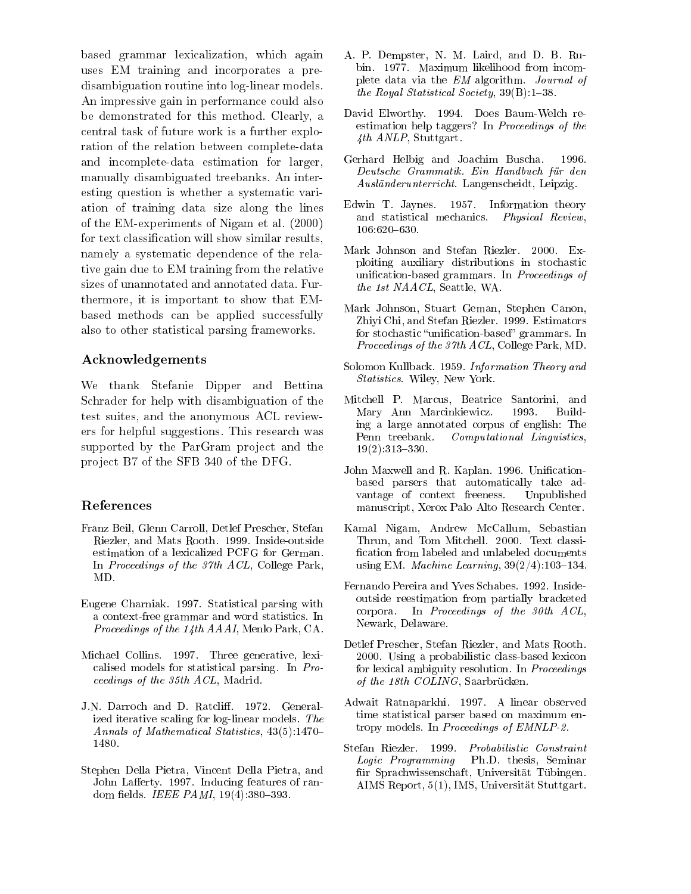based grammar lexicalization, which again uses EM training and incorporates a pre-disambiguation routine into log-linear models. An impressive gain in performance could also be demonstrated for this method. Clearly, a central task of future work is a further exploration of the relation between complete-data and incomplete-data estimation for larger, manually disambiguated treebanks. An interesting question is whether a systematic variation of training data size along the lines of the EM-experiments of Nigam et al. (2000) for text classification will show similar results, namely a systematic dependence of the relative gain due to EM training from the relative sizes of unannotated and annotated data. Furthermore, it is important to show that EM-based methods can be applied successfully also to other statistical parsing frameworks.

## Acknowledgements

We thank Stefanie Dipper and Bettina Schrader for help with disambiguation of the test suites, and the anonymous ACL reviewers for helpful suggestions. This research was supported by the ParGram project and the project B7 of the SFB 340 of the DFG.

## References

Franz Beil, Glenn Carroll, Detlef Prescher, Stefan Riezler, and Mats Rooth. 1999. Inside-outside estimation of a lexicalized PCFG for German. In *Proceedings of the 37th ACL*, College Park, MD.

Eugene Charniak. 1997. Statistical parsing with a context-free grammar and word statistics. In *Proceedings of the 14th AAAI*, Menlo Park, CA.

Michael Collins. 1997. Three generative, lexicalised models for statistical parsing. In *Proceedings of the 35th ACL*, Madrid.

J.N. Darroch and D. Ratcliff. 1972. Generalized iterative scaling for log-linear models. *The Annals of Mathematical Statistics*, 43(5):1470–1480.

Stephen Della Pietra, Vincent Della Pietra, and John Lafferty. 1997. Inducing features of random fields. *IEEE PAMI*, 19(4):380–393.

A. P. Dempster, N. M. Laird, and D. B. Rubin. 1977. Maximum likelihood from incomplete data via the *EM* algorithm. *Journal of the Royal Statistical Society*, 39(B):1–38.

David Elworthy. 1994. Does Baum-Welch reestimation help taggers? In *Proceedings of the 4th ANLP*, Stuttgart.

Gerhard Helbig and Joachim Buscha. 1996. *Deutsche Grammatik. Ein Handbuch für den Ausländerunterricht*. Langenscheidt, Leipzig.

Edwin T. Jaynes. 1957. Information theory and statistical mechanics. *Physical Review*, 106:620–630.

Mark Johnson and Stefan Riezler. 2000. Exploiting auxiliary distributions in stochastic unification-based grammars. In *Proceedings of the 1st NAACL*, Seattle, WA.

Mark Johnson, Stuart Geman, Stephen Canon, Zhiyi Chi, and Stefan Riezler. 1999. Estimators for stochastic "unification-based" grammars. In *Proceedings of the 37th ACL*, College Park, MD.

Solomon Kullback. 1959. *Information Theory and Statistics*. Wiley, New York.

Mitchell P. Marcus, Beatrice Santorini, and Mary Ann Marcinkiewicz. 1993. Building a large annotated corpus of english: The Penn treebank. *Computational Linguistics*, 19(2):313–330.

John Maxwell and R. Kaplan. 1996. Unification-based parsers that automatically take advantage of context freeness. Unpublished manuscript, Xerox Palo Alto Research Center.

Kamal Nigam, Andrew McCallum, Sebastian Thrun, and Tom Mitchell. 2000. Text classification from labeled and unlabeled documents using EM. *Machine Learning*, 39(2/4):103–134.

Fernando Pereira and Yves Schabes. 1992. Inside-outside reestimation from partially bracketed corpora. In *Proceedings of the 30th ACL*, Newark, Delaware.

Detlef Prescher, Stefan Riezler, and Mats Rooth. 2000. Using a probabilistic class-based lexicon for lexical ambiguity resolution. In *Proceedings of the 18th COLING*, Saarbrücken.

Adwait Ratnaparkhi. 1997. A linear observed time statistical parser based on maximum entropy models. In *Proceedings of EMNLP-2*.

Stefan Riezler. 1999. *Probabilistic Constraint Logic Programming* Ph.D. thesis, Seminar für Sprachwissenschaft, Universität Tübingen. AIMS Report, 5(1), IMS, Universität Stuttgart.